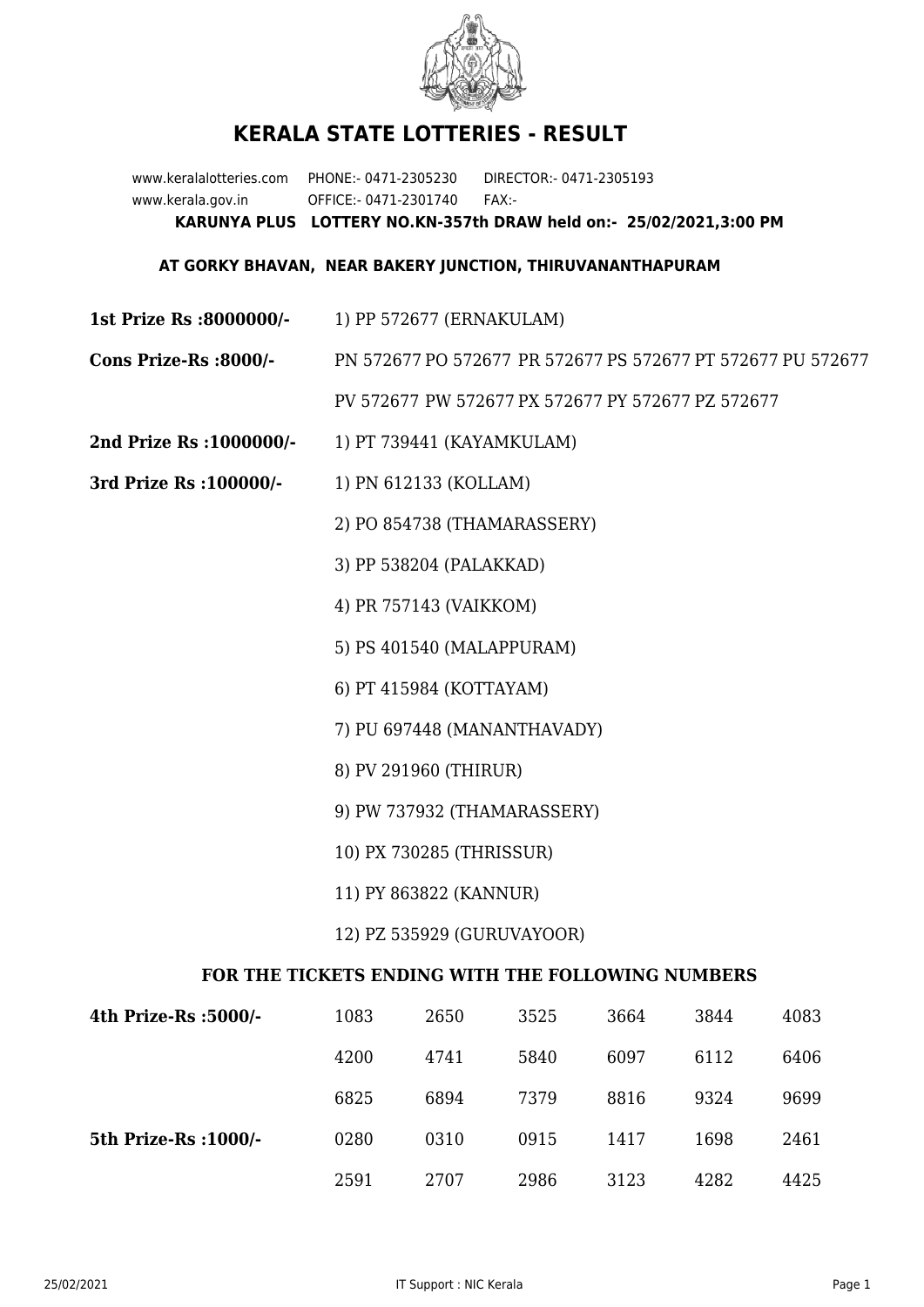# KERALA STATE LOTTERIES - RESULT

www.keralalotteries.com PHONE:- 0471-2305230 DIRECTOR:- 0471-2305193
www.kerala.gov.in OFFICE:- 0471-2301740 FAX:-

**KARUNYA PLUS LOTTERY NO.KN-357th DRAW held on:- 25/02/2021,3:00 PM**

**AT GORKY BHAVAN, NEAR BAKERY JUNCTION, THIRUVANANTHAPURAM**

**1st Prize Rs :8000000/-** 1) PP 572677 (ERNAKULAM)

**Cons Prize-Rs :8000/-** PN 572677 PO 572677 PR 572677 PS 572677 PT 572677 PU 572677 PV 572677 PW 572677 PX 572677 PY 572677 PZ 572677

**2nd Prize Rs :1000000/-** 1) PT 739441 (KAYAMKULAM)

**3rd Prize Rs :100000/-**
1) PN 612133 (KOLLAM)
2) PO 854738 (THAMARASSERY)
3) PP 538204 (PALAKKAD)
4) PR 757143 (VAIKKOM)
5) PS 401540 (MALAPPURAM)
6) PT 415984 (KOTTAYAM)
7) PU 697448 (MANANTHAVADY)
8) PV 291960 (THIRUR)
9) PW 737932 (THAMARASSERY)
10) PX 730285 (THRISSUR)
11) PY 863822 (KANNUR)
12) PZ 535929 (GURUVAYOOR)

## FOR THE TICKETS ENDING WITH THE FOLLOWING NUMBERS

| | | | | | | |
|---|---|---|---|---|---|---|
| **4th Prize-Rs :5000/-** | 1083 | 2650 | 3525 | 3664 | 3844 | 4083 |
| | 4200 | 4741 | 5840 | 6097 | 6112 | 6406 |
| | 6825 | 6894 | 7379 | 8816 | 9324 | 9699 |
| **5th Prize-Rs :1000/-** | 0280 | 0310 | 0915 | 1417 | 1698 | 2461 |
| | 2591 | 2707 | 2986 | 3123 | 4282 | 4425 |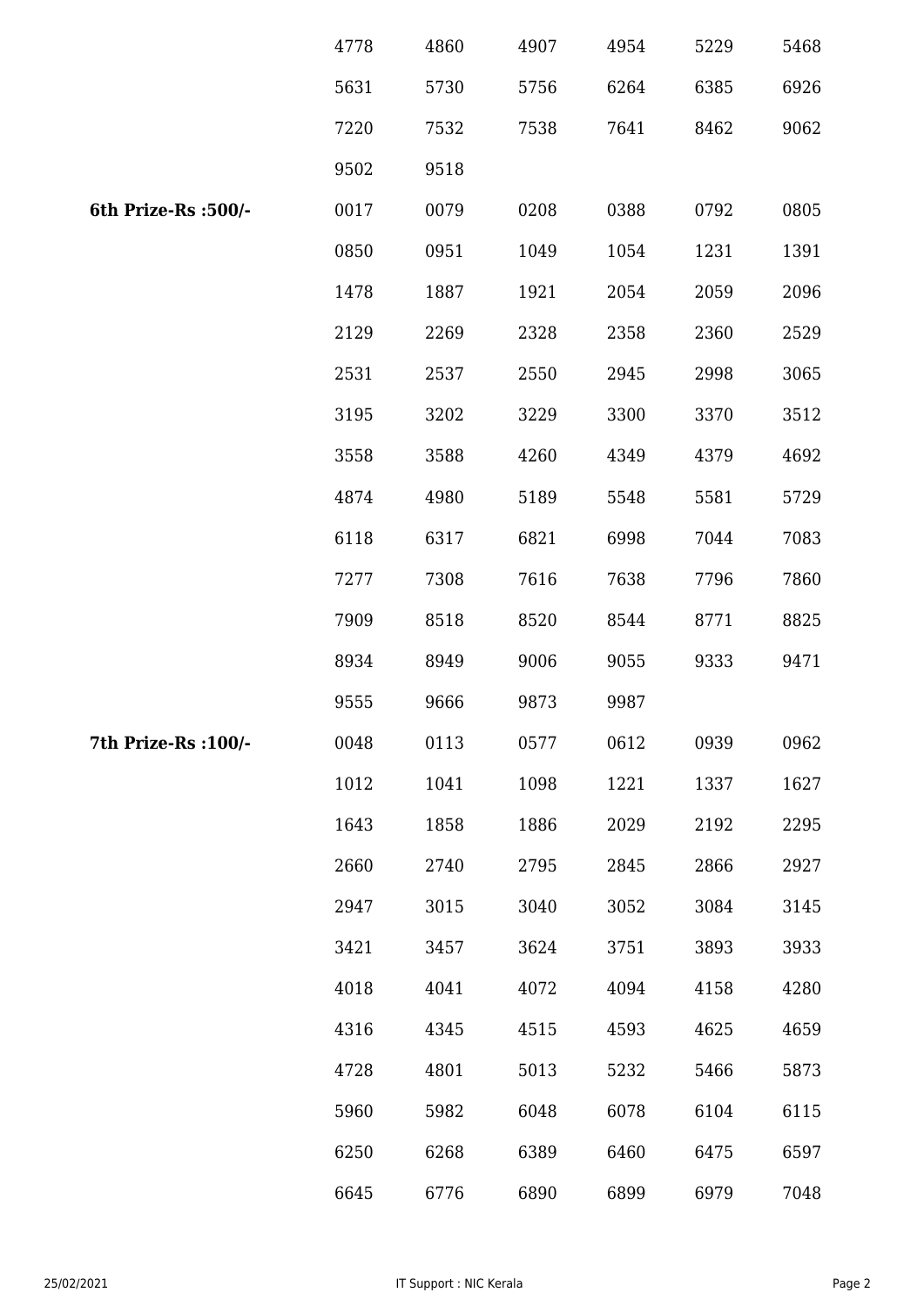|  | 4778 | 4860 | 4907 | 4954 | 5229 | 5468 |
|---|---|---|---|---|---|---|
|  | 5631 | 5730 | 5756 | 6264 | 6385 | 6926 |
|  | 7220 | 7532 | 7538 | 7641 | 8462 | 9062 |
|  | 9502 | 9518 |  |  |  |  |
| **6th Prize-Rs :500/-** | 0017 | 0079 | 0208 | 0388 | 0792 | 0805 |
|  | 0850 | 0951 | 1049 | 1054 | 1231 | 1391 |
|  | 1478 | 1887 | 1921 | 2054 | 2059 | 2096 |
|  | 2129 | 2269 | 2328 | 2358 | 2360 | 2529 |
|  | 2531 | 2537 | 2550 | 2945 | 2998 | 3065 |
|  | 3195 | 3202 | 3229 | 3300 | 3370 | 3512 |
|  | 3558 | 3588 | 4260 | 4349 | 4379 | 4692 |
|  | 4874 | 4980 | 5189 | 5548 | 5581 | 5729 |
|  | 6118 | 6317 | 6821 | 6998 | 7044 | 7083 |
|  | 7277 | 7308 | 7616 | 7638 | 7796 | 7860 |
|  | 7909 | 8518 | 8520 | 8544 | 8771 | 8825 |
|  | 8934 | 8949 | 9006 | 9055 | 9333 | 9471 |
|  | 9555 | 9666 | 9873 | 9987 |  |  |
| **7th Prize-Rs :100/-** | 0048 | 0113 | 0577 | 0612 | 0939 | 0962 |
|  | 1012 | 1041 | 1098 | 1221 | 1337 | 1627 |
|  | 1643 | 1858 | 1886 | 2029 | 2192 | 2295 |
|  | 2660 | 2740 | 2795 | 2845 | 2866 | 2927 |
|  | 2947 | 3015 | 3040 | 3052 | 3084 | 3145 |
|  | 3421 | 3457 | 3624 | 3751 | 3893 | 3933 |
|  | 4018 | 4041 | 4072 | 4094 | 4158 | 4280 |
|  | 4316 | 4345 | 4515 | 4593 | 4625 | 4659 |
|  | 4728 | 4801 | 5013 | 5232 | 5466 | 5873 |
|  | 5960 | 5982 | 6048 | 6078 | 6104 | 6115 |
|  | 6250 | 6268 | 6389 | 6460 | 6475 | 6597 |
|  | 6645 | 6776 | 6890 | 6899 | 6979 | 7048 |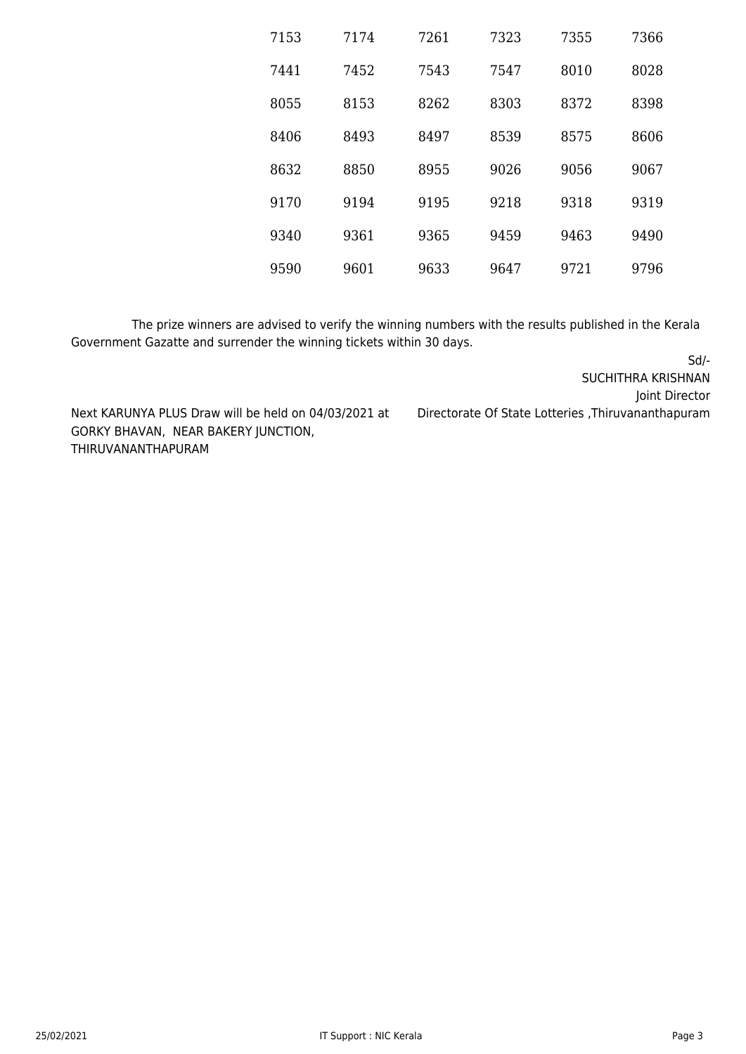| | | | | | |
|---|---|---|---|---|---|
| 7153 | 7174 | 7261 | 7323 | 7355 | 7366 |
| 7441 | 7452 | 7543 | 7547 | 8010 | 8028 |
| 8055 | 8153 | 8262 | 8303 | 8372 | 8398 |
| 8406 | 8493 | 8497 | 8539 | 8575 | 8606 |
| 8632 | 8850 | 8955 | 9026 | 9056 | 9067 |
| 9170 | 9194 | 9195 | 9218 | 9318 | 9319 |
| 9340 | 9361 | 9365 | 9459 | 9463 | 9490 |
| 9590 | 9601 | 9633 | 9647 | 9721 | 9796 |

The prize winners are advised to verify the winning numbers with the results published in the Kerala Government Gazatte and surrender the winning tickets within 30 days.

Sd/-
SUCHITHRA KRISHNAN
Joint Director
Directorate Of State Lotteries ,Thiruvananthapuram

Next KARUNYA PLUS Draw will be held on 04/03/2021 at GORKY BHAVAN, NEAR BAKERY JUNCTION, THIRUVANANTHAPURAM